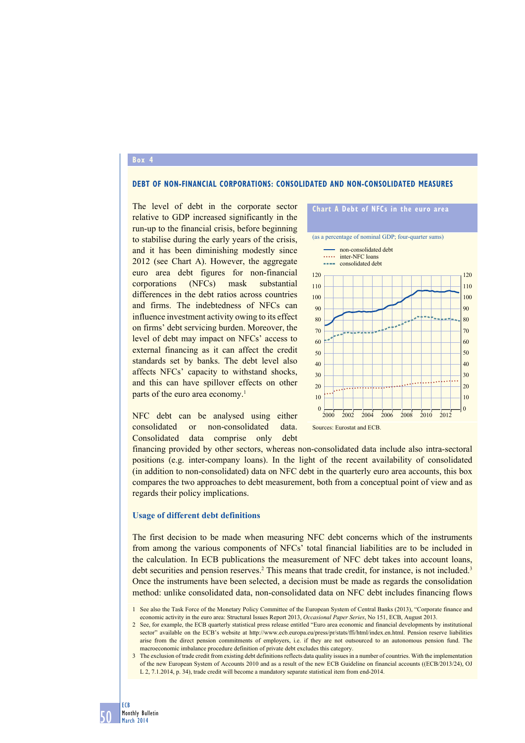Box 4

## DEBT OF NON-FINANCIAL CORPORATIONS: CONSOLIDATED AND NON-CONSOLIDATED MEASURES

The level of debt in the corporate sector relative to GDP increased significantly in the run-up to the financial crisis, before beginning to stabilise during the early years of the crisis, and it has been diminishing modestly since 2012 (see Chart A). However, the aggregate euro area debt figures for non-financial corporations (NFCs) mask substantial differences in the debt ratios across countries and firms. The indebtedness of NFCs can influence investment activity owing to its effect on firms' debt servicing burden. Moreover, the level of debt may impact on NFCs' access to external financing as it can affect the credit standards set by banks. The debt level also affects NFCs' capacity to withstand shocks, and this can have spillover effects on other parts of the euro area economy.[1]

**Chart A Debt of NFCs in the euro area**

(as a percentage of nominal GDP; four-quarter sums)

- non-consolidated debt
- inter-NFC loans
- consolidated debt

Sources: Eurostat and ECB.

NFC debt can be analysed using either consolidated or non-consolidated data. Consolidated data comprise only debt financing provided by other sectors, whereas non-consolidated data include also intra-sectoral positions (e.g. inter-company loans). In the light of the recent availability of consolidated (in addition to non-consolidated) data on NFC debt in the quarterly euro area accounts, this box compares the two approaches to debt measurement, both from a conceptual point of view and as regards their policy implications.

### Usage of different debt definitions

The first decision to be made when measuring NFC debt concerns which of the instruments from among the various components of NFCs' total financial liabilities are to be included in the calculation. In ECB publications the measurement of NFC debt takes into account loans, debt securities and pension reserves.[2] This means that trade credit, for instance, is not included.[3] Once the instruments have been selected, a decision must be made as regards the consolidation method: unlike consolidated data, non-consolidated data on NFC debt includes financing flows

1 See also the Task Force of the Monetary Policy Committee of the European System of Central Banks (2013), "Corporate finance and economic activity in the euro area: Structural Issues Report 2013, *Occasional Paper Series*, No 151, ECB, August 2013.

2 See, for example, the ECB quarterly statistical press release entitled "Euro area economic and financial developments by institutional sector" available on the ECB's website at http://www.ecb.europa.eu/press/pr/stats/ffi/html/index.en.html. Pension reserve liabilities arise from the direct pension commitments of employers, i.e. if they are not outsourced to an autonomous pension fund. The macroeconomic imbalance procedure definition of private debt excludes this category.

3 The exclusion of trade credit from existing debt definitions reflects data quality issues in a number of countries. With the implementation of the new European System of Accounts 2010 and as a result of the new ECB Guideline on financial accounts ((ECB/2013/24), OJ L 2, 7.1.2014, p. 34), trade credit will become a mandatory separate statistical item from end-2014.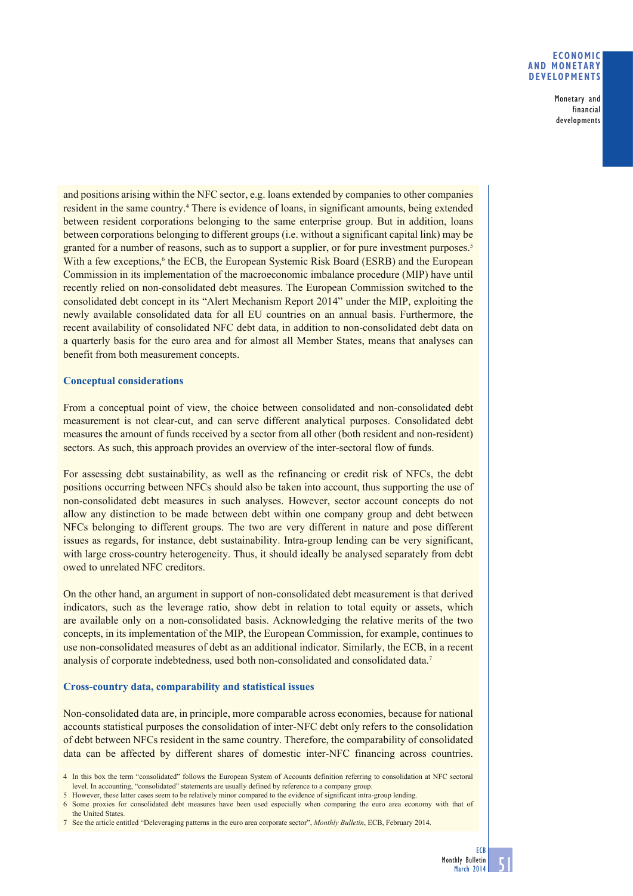and positions arising within the NFC sector, e.g. loans extended by companies to other companies resident in the same country.[4] There is evidence of loans, in significant amounts, being extended between resident corporations belonging to the same enterprise group. But in addition, loans between corporations belonging to different groups (i.e. without a significant capital link) may be granted for a number of reasons, such as to support a supplier, or for pure investment purposes.[5] With a few exceptions,[6] the ECB, the European Systemic Risk Board (ESRB) and the European Commission in its implementation of the macroeconomic imbalance procedure (MIP) have until recently relied on non-consolidated debt measures. The European Commission switched to the consolidated debt concept in its "Alert Mechanism Report 2014" under the MIP, exploiting the newly available consolidated data for all EU countries on an annual basis. Furthermore, the recent availability of consolidated NFC debt data, in addition to non-consolidated debt data on a quarterly basis for the euro area and for almost all Member States, means that analyses can benefit from both measurement concepts.

### Conceptual considerations

From a conceptual point of view, the choice between consolidated and non-consolidated debt measurement is not clear-cut, and can serve different analytical purposes. Consolidated debt measures the amount of funds received by a sector from all other (both resident and non-resident) sectors. As such, this approach provides an overview of the inter-sectoral flow of funds.

For assessing debt sustainability, as well as the refinancing or credit risk of NFCs, the debt positions occurring between NFCs should also be taken into account, thus supporting the use of non-consolidated debt measures in such analyses. However, sector account concepts do not allow any distinction to be made between debt within one company group and debt between NFCs belonging to different groups. The two are very different in nature and pose different issues as regards, for instance, debt sustainability. Intra-group lending can be very significant, with large cross-country heterogeneity. Thus, it should ideally be analysed separately from debt owed to unrelated NFC creditors.

On the other hand, an argument in support of non-consolidated debt measurement is that derived indicators, such as the leverage ratio, show debt in relation to total equity or assets, which are available only on a non-consolidated basis. Acknowledging the relative merits of the two concepts, in its implementation of the MIP, the European Commission, for example, continues to use non-consolidated measures of debt as an additional indicator. Similarly, the ECB, in a recent analysis of corporate indebtedness, used both non-consolidated and consolidated data.[7]

### Cross-country data, comparability and statistical issues

Non-consolidated data are, in principle, more comparable across economies, because for national accounts statistical purposes the consolidation of inter-NFC debt only refers to the consolidation of debt between NFCs resident in the same country. Therefore, the comparability of consolidated data can be affected by different shares of domestic inter-NFC financing across countries.

4 In this box the term "consolidated" follows the European System of Accounts definition referring to consolidation at NFC sectoral level. In accounting, "consolidated" statements are usually defined by reference to a company group.

5 However, these latter cases seem to be relatively minor compared to the evidence of significant intra-group lending.

6 Some proxies for consolidated debt measures have been used especially when comparing the euro area economy with that of the United States.

7 See the article entitled "Deleveraging patterns in the euro area corporate sector", *Monthly Bulletin*, ECB, February 2014.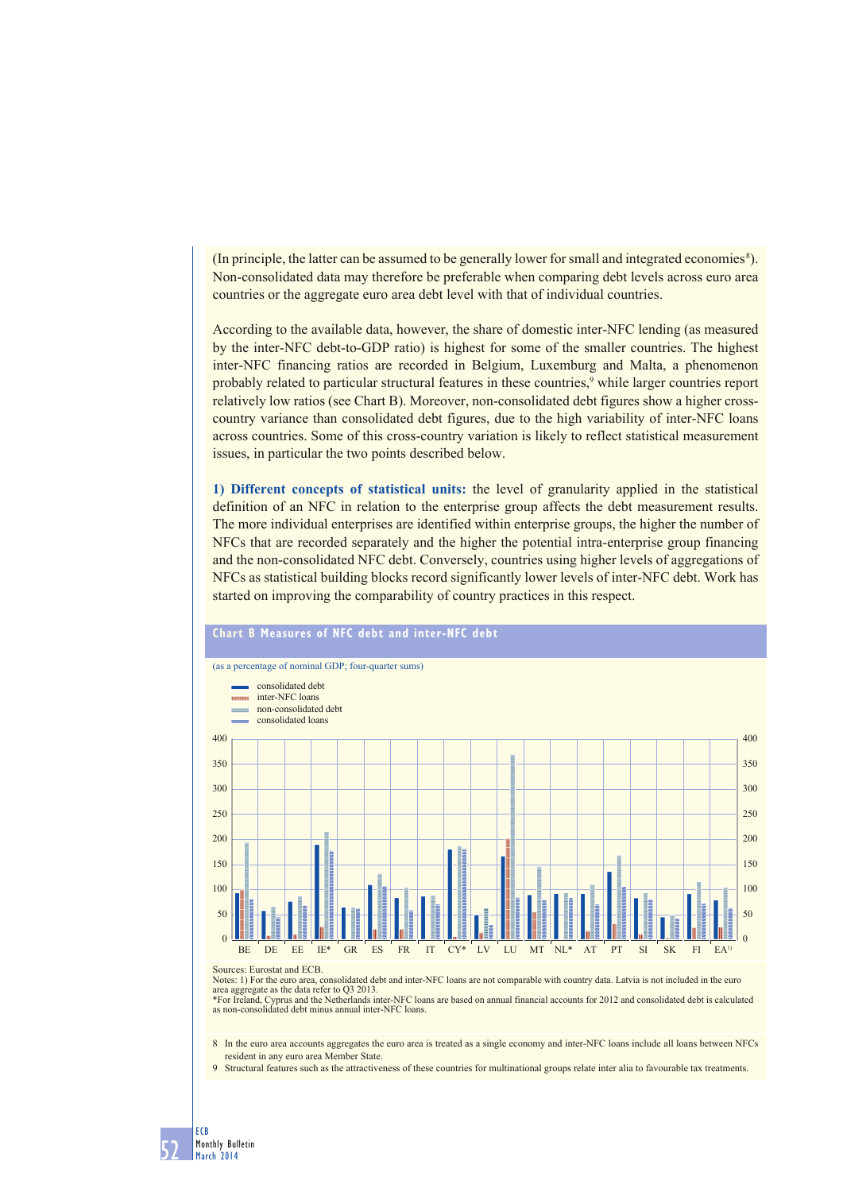(In principle, the latter can be assumed to be generally lower for small and integrated economies[8]). Non-consolidated data may therefore be preferable when comparing debt levels across euro area countries or the aggregate euro area debt level with that of individual countries.

According to the available data, however, the share of domestic inter-NFC lending (as measured by the inter-NFC debt-to-GDP ratio) is highest for some of the smaller countries. The highest inter-NFC financing ratios are recorded in Belgium, Luxemburg and Malta, a phenomenon probably related to particular structural features in these countries,[9] while larger countries report relatively low ratios (see Chart B). Moreover, non-consolidated debt figures show a higher cross-country variance than consolidated debt figures, due to the high variability of inter-NFC loans across countries. Some of this cross-country variation is likely to reflect statistical measurement issues, in particular the two points described below.

**1) Different concepts of statistical units:** the level of granularity applied in the statistical definition of an NFC in relation to the enterprise group affects the debt measurement results. The more individual enterprises are identified within enterprise groups, the higher the number of NFCs that are recorded separately and the higher the potential intra-enterprise group financing and the non-consolidated NFC debt. Conversely, countries using higher levels of aggregations of NFCs as statistical building blocks record significantly lower levels of inter-NFC debt. Work has started on improving the comparability of country practices in this respect.

**Chart B Measures of NFC debt and inter-NFC debt**

(as a percentage of nominal GDP; four-quarter sums)

- consolidated debt
- inter-NFC loans
- non-consolidated debt
- consolidated loans

Countries: BE, DE, EE, IE*, GR, ES, FR, IT, CY*, LV, LU, MT, NL*, AT, PT, SI, SK, FI, EA[1)]

Sources: Eurostat and ECB.
Notes: 1) For the euro area, consolidated debt and inter-NFC loans are not comparable with country data. Latvia is not included in the euro area aggregate as the data refer to Q3 2013.
*For Ireland, Cyprus and the Netherlands inter-NFC loans are based on annual financial accounts for 2012 and consolidated debt is calculated as non-consolidated debt minus annual inter-NFC loans.

8 In the euro area accounts aggregates the euro area is treated as a single economy and inter-NFC loans include all loans between NFCs resident in any euro area Member State.

9 Structural features such as the attractiveness of these countries for multinational groups relate inter alia to favourable tax treatments.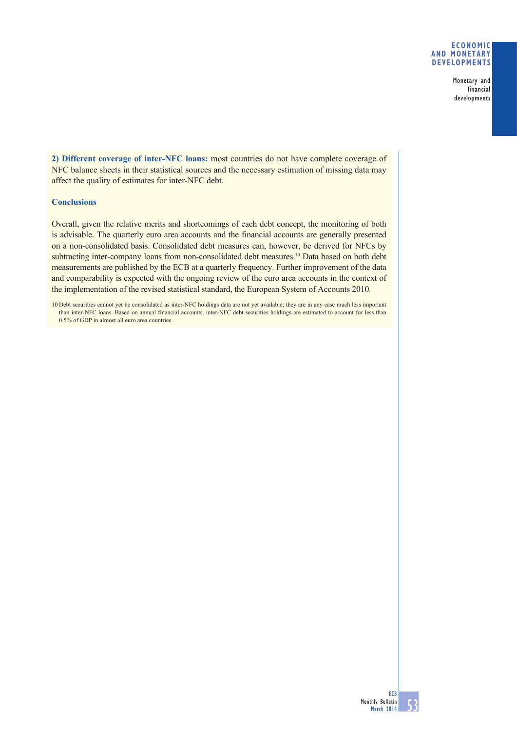**2) Different coverage of inter-NFC loans:** most countries do not have complete coverage of NFC balance sheets in their statistical sources and the necessary estimation of missing data may affect the quality of estimates for inter-NFC debt.

### Conclusions

Overall, given the relative merits and shortcomings of each debt concept, the monitoring of both is advisable. The quarterly euro area accounts and the financial accounts are generally presented on a non-consolidated basis. Consolidated debt measures can, however, be derived for NFCs by subtracting inter-company loans from non-consolidated debt measures.[10] Data based on both debt measurements are published by the ECB at a quarterly frequency. Further improvement of the data and comparability is expected with the ongoing review of the euro area accounts in the context of the implementation of the revised statistical standard, the European System of Accounts 2010.

10 Debt securities cannot yet be consolidated as inter-NFC holdings data are not yet available; they are in any case much less important than inter-NFC loans. Based on annual financial accounts, inter-NFC debt securities holdings are estimated to account for less than 0.5% of GDP in almost all euro area countries.